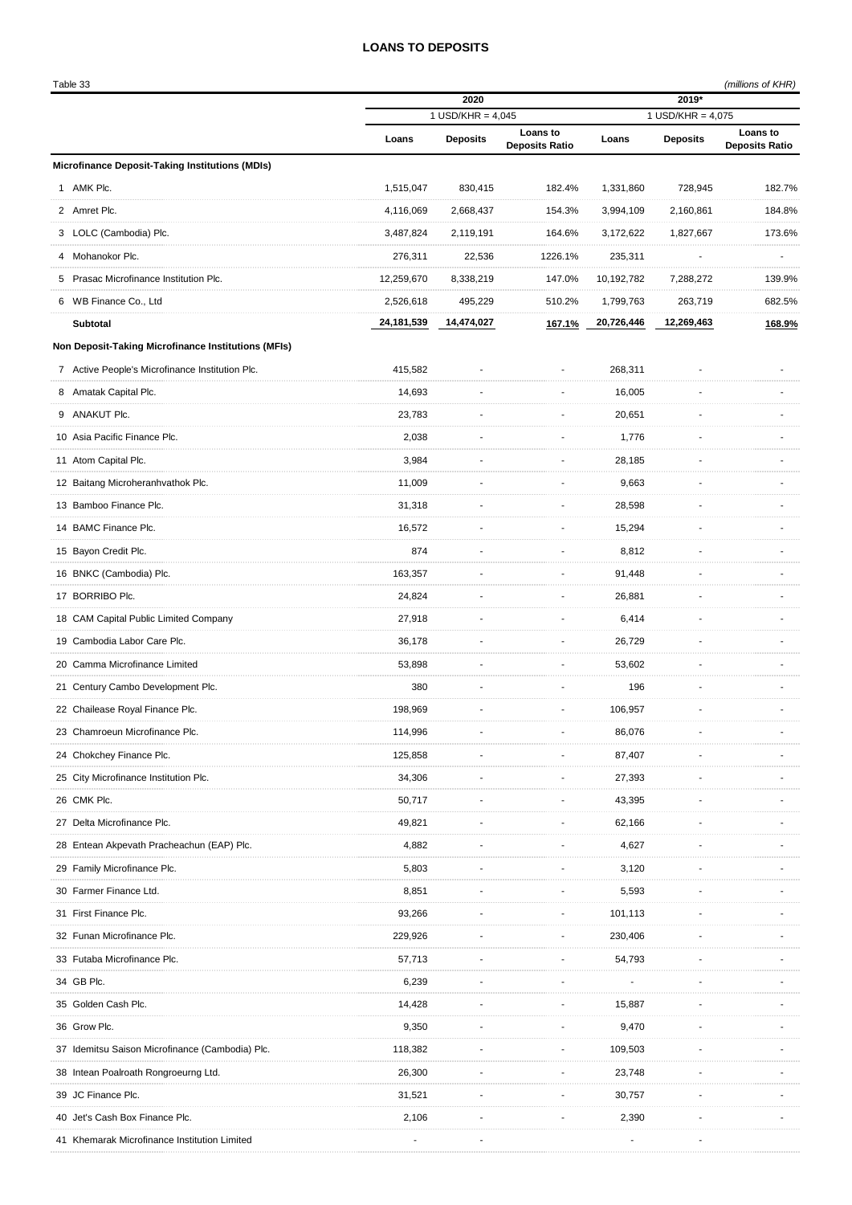# LOANS TO DEPOSITS

Table 33 *(millions of KHR)*

| | 2020 | | | 2019* | | |
|---|---|---|---|---|---|---|
| | 1 USD/KHR = 4,045 | | | 1 USD/KHR = 4,075 | | |
| | Loans | Deposits | Loans to Deposits Ratio | Loans | Deposits | Loans to Deposits Ratio |
| **Microfinance Deposit-Taking Institutions (MDIs)** | | | | | | |
| 1 AMK Plc. | 1,515,047 | 830,415 | 182.4% | 1,331,860 | 728,945 | 182.7% |
| 2 Amret Plc. | 4,116,069 | 2,668,437 | 154.3% | 3,994,109 | 2,160,861 | 184.8% |
| 3 LOLC (Cambodia) Plc. | 3,487,824 | 2,119,191 | 164.6% | 3,172,622 | 1,827,667 | 173.6% |
| 4 Mohanokor Plc. | 276,311 | 22,536 | 1226.1% | 235,311 | - | - |
| 5 Prasac Microfinance Institution Plc. | 12,259,670 | 8,338,219 | 147.0% | 10,192,782 | 7,288,272 | 139.9% |
| 6 WB Finance Co., Ltd | 2,526,618 | 495,229 | 510.2% | 1,799,763 | 263,719 | 682.5% |
| **Subtotal** | **24,181,539** | **14,474,027** | **167.1%** | **20,726,446** | **12,269,463** | **168.9%** |
| **Non Deposit-Taking Microfinance Institutions (MFIs)** | | | | | | |
| 7 Active People's Microfinance Institution Plc. | 415,582 | - | - | 268,311 | - | - |
| 8 Amatak Capital Plc. | 14,693 | - | - | 16,005 | - | - |
| 9 ANAKUT Plc. | 23,783 | - | - | 20,651 | - | - |
| 10 Asia Pacific Finance Plc. | 2,038 | - | - | 1,776 | - | - |
| 11 Atom Capital Plc. | 3,984 | - | - | 28,185 | - | - |
| 12 Baitang Microheranhvathok Plc. | 11,009 | - | - | 9,663 | - | - |
| 13 Bamboo Finance Plc. | 31,318 | - | - | 28,598 | - | - |
| 14 BAMC Finance Plc. | 16,572 | - | - | 15,294 | - | - |
| 15 Bayon Credit Plc. | 874 | - | - | 8,812 | - | - |
| 16 BNKC (Cambodia) Plc. | 163,357 | - | - | 91,448 | - | - |
| 17 BORRIBO Plc. | 24,824 | - | - | 26,881 | - | - |
| 18 CAM Capital Public Limited Company | 27,918 | - | - | 6,414 | - | - |
| 19 Cambodia Labor Care Plc. | 36,178 | - | - | 26,729 | - | - |
| 20 Camma Microfinance Limited | 53,898 | - | - | 53,602 | - | - |
| 21 Century Cambo Development Plc. | 380 | - | - | 196 | - | - |
| 22 Chailease Royal Finance Plc. | 198,969 | - | - | 106,957 | - | - |
| 23 Chamroeun Microfinance Plc. | 114,996 | - | - | 86,076 | - | - |
| 24 Chokchey Finance Plc. | 125,858 | - | - | 87,407 | - | - |
| 25 City Microfinance Institution Plc. | 34,306 | - | - | 27,393 | - | - |
| 26 CMK Plc. | 50,717 | - | - | 43,395 | - | - |
| 27 Delta Microfinance Plc. | 49,821 | - | - | 62,166 | - | - |
| 28 Entean Akpevath Pracheachun (EAP) Plc. | 4,882 | - | - | 4,627 | - | - |
| 29 Family Microfinance Plc. | 5,803 | - | - | 3,120 | - | - |
| 30 Farmer Finance Ltd. | 8,851 | - | - | 5,593 | - | - |
| 31 First Finance Plc. | 93,266 | - | - | 101,113 | - | - |
| 32 Funan Microfinance Plc. | 229,926 | - | - | 230,406 | - | - |
| 33 Futaba Microfinance Plc. | 57,713 | - | - | 54,793 | - | - |
| 34 GB Plc. | 6,239 | - | - | - | - | - |
| 35 Golden Cash Plc. | 14,428 | - | - | 15,887 | - | - |
| 36 Grow Plc. | 9,350 | - | - | 9,470 | - | - |
| 37 Idemitsu Saison Microfinance (Cambodia) Plc. | 118,382 | - | - | 109,503 | - | - |
| 38 Intean Poalroath Rongroeurng Ltd. | 26,300 | - | - | 23,748 | - | - |
| 39 JC Finance Plc. | 31,521 | - | - | 30,757 | - | - |
| 40 Jet's Cash Box Finance Plc. | 2,106 | - | - | 2,390 | - | - |
| 41 Khemarak Microfinance Institution Limited | - | - | | - | - | |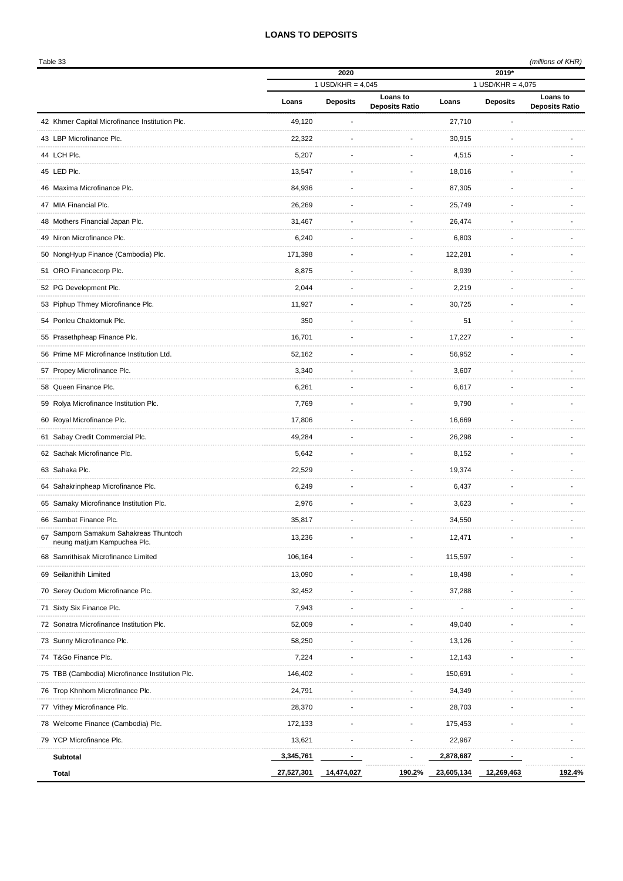## LOANS TO DEPOSITS

Table 33 *(millions of KHR)*

| | 2020 | | | 2019* | | |
|---|---|---|---|---|---|---|
| | 1 USD/KHR = 4,045 | | | 1 USD/KHR = 4,075 | | |
| | Loans | Deposits | Loans to Deposits Ratio | Loans | Deposits | Loans to Deposits Ratio |
| 42 Khmer Capital Microfinance Institution Plc. | 49,120 | - | | 27,710 | - | |
| 43 LBP Microfinance Plc. | 22,322 | - | - | 30,915 | - | - |
| 44 LCH Plc. | 5,207 | - | - | 4,515 | - | - |
| 45 LED Plc. | 13,547 | - | - | 18,016 | - | - |
| 46 Maxima Microfinance Plc. | 84,936 | - | - | 87,305 | - | - |
| 47 MIA Financial Plc. | 26,269 | - | - | 25,749 | - | - |
| 48 Mothers Financial Japan Plc. | 31,467 | - | - | 26,474 | - | - |
| 49 Niron Microfinance Plc. | 6,240 | - | - | 6,803 | - | - |
| 50 NongHyup Finance (Cambodia) Plc. | 171,398 | - | - | 122,281 | - | - |
| 51 ORO Financecorp Plc. | 8,875 | - | - | 8,939 | - | - |
| 52 PG Development Plc. | 2,044 | - | - | 2,219 | - | - |
| 53 Piphup Thmey Microfinance Plc. | 11,927 | - | - | 30,725 | - | - |
| 54 Ponleu Chaktomuk Plc. | 350 | - | - | 51 | - | - |
| 55 Prasethpheap Finance Plc. | 16,701 | - | - | 17,227 | - | - |
| 56 Prime MF Microfinance Institution Ltd. | 52,162 | - | - | 56,952 | - | - |
| 57 Propey Microfinance Plc. | 3,340 | - | - | 3,607 | - | - |
| 58 Queen Finance Plc. | 6,261 | - | - | 6,617 | - | - |
| 59 Rolya Microfinance Institution Plc. | 7,769 | - | - | 9,790 | - | - |
| 60 Royal Microfinance Plc. | 17,806 | - | - | 16,669 | - | - |
| 61 Sabay Credit Commercial Plc. | 49,284 | - | - | 26,298 | - | - |
| 62 Sachak Microfinance Plc. | 5,642 | - | - | 8,152 | - | - |
| 63 Sahaka Plc. | 22,529 | - | - | 19,374 | - | - |
| 64 Sahakrinpheap Microfinance Plc. | 6,249 | - | - | 6,437 | - | - |
| 65 Samaky Microfinance Institution Plc. | 2,976 | - | - | 3,623 | - | - |
| 66 Sambat Finance Plc. | 35,817 | - | - | 34,550 | - | - |
| 67 Samporn Samakum Sahakreas Thuntoch neung matjum Kampuchea Plc. | 13,236 | - | - | 12,471 | - | - |
| 68 Samrithisak Microfinance Limited | 106,164 | - | - | 115,597 | - | - |
| 69 Seilanithih Limited | 13,090 | - | - | 18,498 | - | - |
| 70 Serey Oudom Microfinance Plc. | 32,452 | - | - | 37,288 | - | - |
| 71 Sixty Six Finance Plc. | 7,943 | - | - | - | - | - |
| 72 Sonatra Microfinance Institution Plc. | 52,009 | - | - | 49,040 | - | - |
| 73 Sunny Microfinance Plc. | 58,250 | - | - | 13,126 | - | - |
| 74 T&Go Finance Plc. | 7,224 | - | - | 12,143 | - | - |
| 75 TBB (Cambodia) Microfinance Institution Plc. | 146,402 | - | - | 150,691 | - | - |
| 76 Trop Khnhom Microfinance Plc. | 24,791 | - | - | 34,349 | - | - |
| 77 Vithey Microfinance Plc. | 28,370 | - | - | 28,703 | - | - |
| 78 Welcome Finance (Cambodia) Plc. | 172,133 | - | - | 175,453 | - | - |
| 79 YCP Microfinance Plc. | 13,621 | - | - | 22,967 | - | - |
| **Subtotal** | **3,345,761** | **-** | - | **2,878,687** | **-** | - |
| **Total** | **27,527,301** | **14,474,027** | **190.2%** | **23,605,134** | **12,269,463** | **192.4%** |